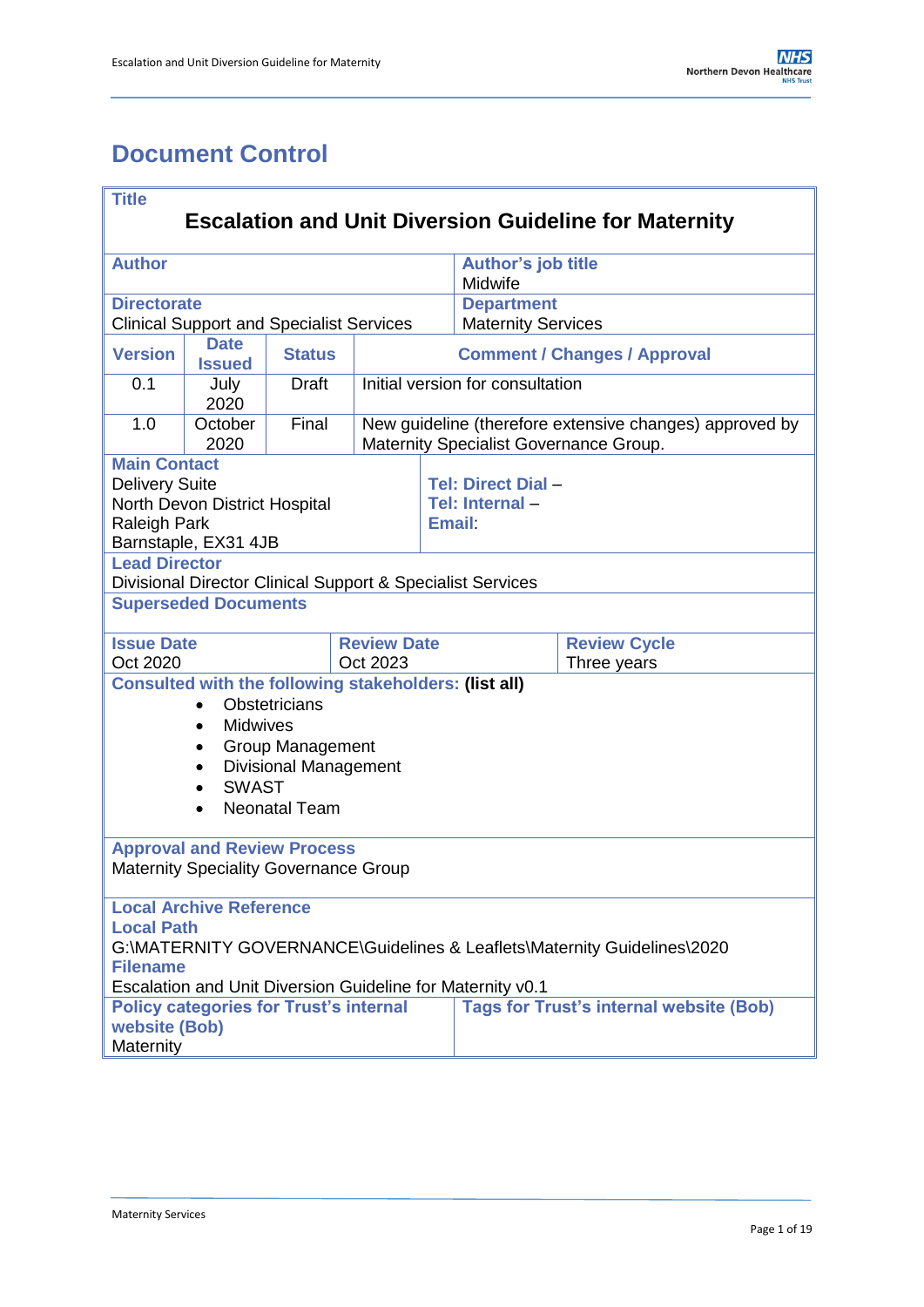# Document Control

| **Title** | | | | | |
|---|---|---|---|---|---|
| **Escalation and Unit Diversion Guideline for Maternity** | | | | | |
| **Author** | | | | **Author's job title**<br>Midwife | |
| **Directorate**<br>Clinical Support and Specialist Services | | | | **Department**<br>Maternity Services | |
| **Version** | **Date Issued** | **Status** | **Comment / Changes / Approval** | | |
| 0.1 | July 2020 | Draft | Initial version for consultation | | |
| 1.0 | October 2020 | Final | New guideline (therefore extensive changes) approved by Maternity Specialist Governance Group. | | |
| **Main Contact**<br>Delivery Suite<br>North Devon District Hospital<br>Raleigh Park<br>Barnstaple, EX31 4JB | | | | **Tel: Direct Dial –**<br>**Tel: Internal –**<br>**Email:** | |
| **Lead Director**<br>Divisional Director Clinical Support & Specialist Services | | | | | |
| **Superseded Documents** | | | | | |
| **Issue Date**<br>Oct 2020 | | | **Review Date**<br>Oct 2023 | | **Review Cycle**<br>Three years |
| **Consulted with the following stakeholders: (list all)**<br>• Obstetricians<br>• Midwives<br>• Group Management<br>• Divisional Management<br>• SWAST<br>• Neonatal Team | | | | | |
| **Approval and Review Process**<br>Maternity Speciality Governance Group | | | | | |
| **Local Archive Reference**<br>**Local Path**<br>G:\MATERNITY GOVERNANCE\Guidelines & Leaflets\Maternity Guidelines\2020<br>**Filename**<br>Escalation and Unit Diversion Guideline for Maternity v0.1 | | | | | |
| **Policy categories for Trust's internal website (Bob)**<br>Maternity | | | | **Tags for Trust's internal website (Bob)** | |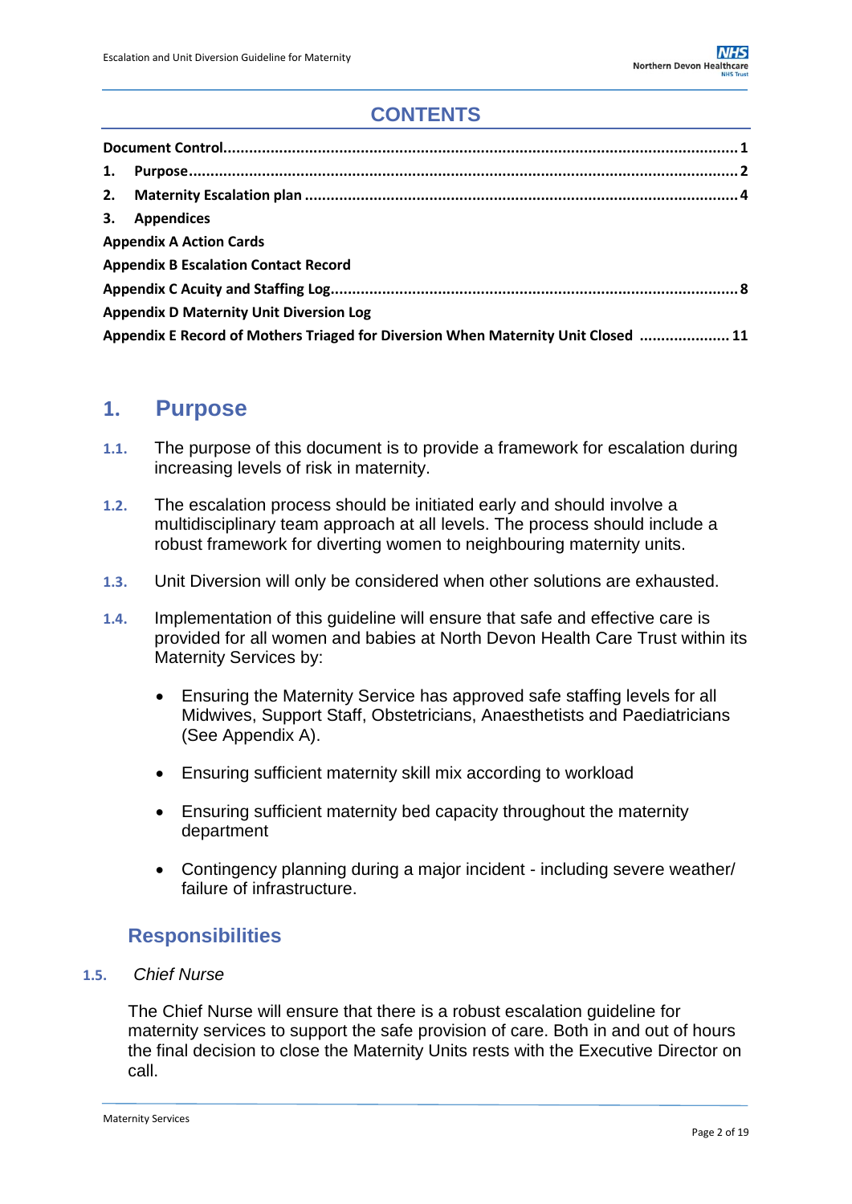## CONTENTS

**Document Control** ........................................................................................................................ 1
**1. Purpose** ........................................................................................................................ 2
**2. Maternity Escalation plan** ........................................................................................................................ 4
**3. Appendices**
**Appendix A Action Cards**
**Appendix B Escalation Contact Record**
**Appendix C Acuity and Staffing Log** ........................................................................................................................ 8
**Appendix D Maternity Unit Diversion Log**
**Appendix E Record of Mothers Triaged for Diversion When Maternity Unit Closed** ..................... 11

# 1. Purpose

1.1. The purpose of this document is to provide a framework for escalation during increasing levels of risk in maternity.

1.2. The escalation process should be initiated early and should involve a multidisciplinary team approach at all levels. The process should include a robust framework for diverting women to neighbouring maternity units.

1.3. Unit Diversion will only be considered when other solutions are exhausted.

1.4. Implementation of this guideline will ensure that safe and effective care is provided for all women and babies at North Devon Health Care Trust within its Maternity Services by:

- Ensuring the Maternity Service has approved safe staffing levels for all Midwives, Support Staff, Obstetricians, Anaesthetists and Paediatricians (See Appendix A).
- Ensuring sufficient maternity skill mix according to workload
- Ensuring sufficient maternity bed capacity throughout the maternity department
- Contingency planning during a major incident - including severe weather/ failure of infrastructure.

## Responsibilities

1.5. *Chief Nurse*

The Chief Nurse will ensure that there is a robust escalation guideline for maternity services to support the safe provision of care. Both in and out of hours the final decision to close the Maternity Units rests with the Executive Director on call.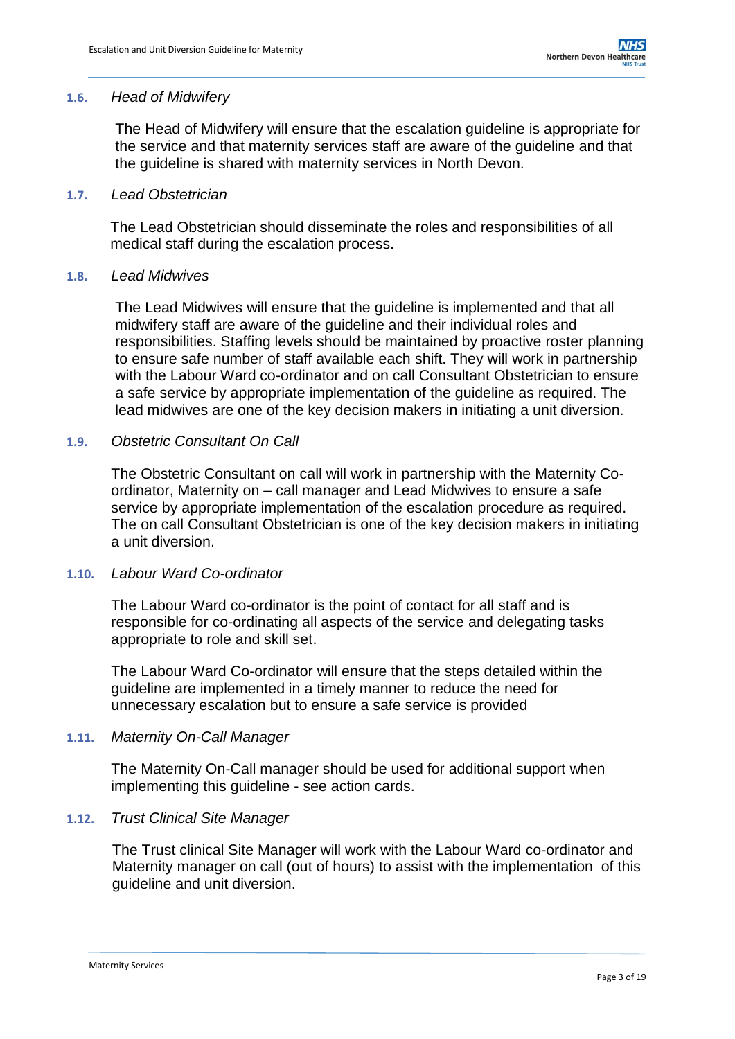### 1.6. *Head of Midwifery*

The Head of Midwifery will ensure that the escalation guideline is appropriate for the service and that maternity services staff are aware of the guideline and that the guideline is shared with maternity services in North Devon.

### 1.7. *Lead Obstetrician*

The Lead Obstetrician should disseminate the roles and responsibilities of all medical staff during the escalation process.

### 1.8. *Lead Midwives*

The Lead Midwives will ensure that the guideline is implemented and that all midwifery staff are aware of the guideline and their individual roles and responsibilities. Staffing levels should be maintained by proactive roster planning to ensure safe number of staff available each shift. They will work in partnership with the Labour Ward co-ordinator and on call Consultant Obstetrician to ensure a safe service by appropriate implementation of the guideline as required. The lead midwives are one of the key decision makers in initiating a unit diversion.

### 1.9. *Obstetric Consultant On Call*

The Obstetric Consultant on call will work in partnership with the Maternity Co-ordinator, Maternity on – call manager and Lead Midwives to ensure a safe service by appropriate implementation of the escalation procedure as required. The on call Consultant Obstetrician is one of the key decision makers in initiating a unit diversion.

### 1.10. *Labour Ward Co-ordinator*

The Labour Ward co-ordinator is the point of contact for all staff and is responsible for co-ordinating all aspects of the service and delegating tasks appropriate to role and skill set.

The Labour Ward Co-ordinator will ensure that the steps detailed within the guideline are implemented in a timely manner to reduce the need for unnecessary escalation but to ensure a safe service is provided

### 1.11. *Maternity On-Call Manager*

The Maternity On-Call manager should be used for additional support when implementing this guideline - see action cards.

### 1.12. *Trust Clinical Site Manager*

The Trust clinical Site Manager will work with the Labour Ward co-ordinator and Maternity manager on call (out of hours) to assist with the implementation of this guideline and unit diversion.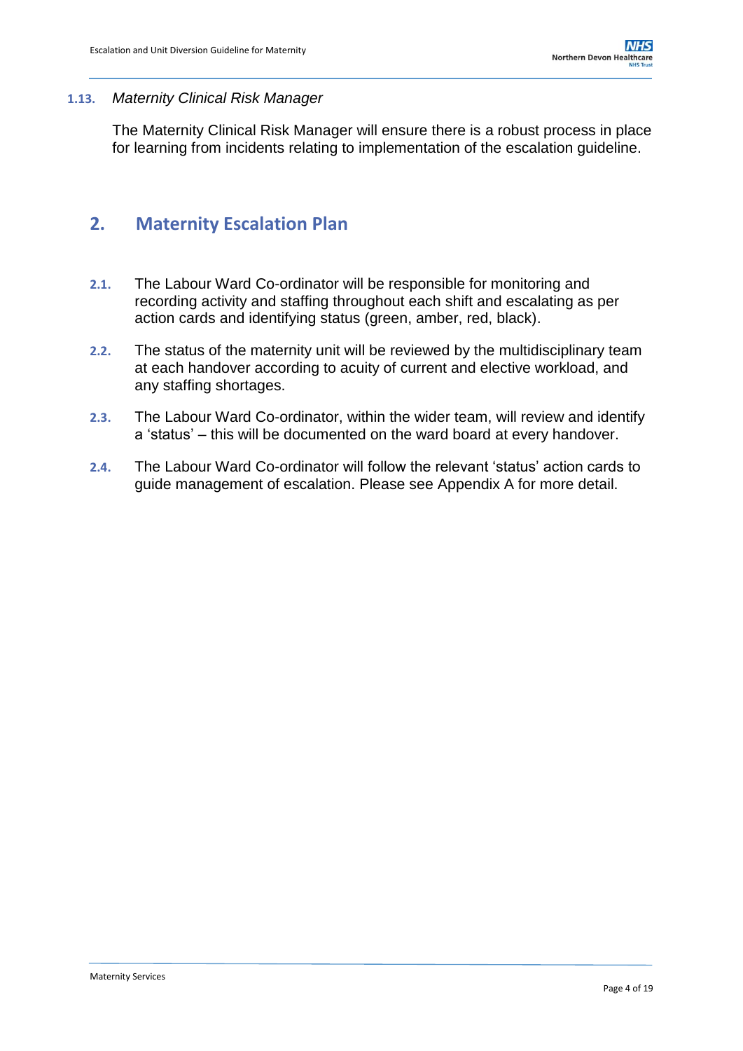### 1.13. *Maternity Clinical Risk Manager*

The Maternity Clinical Risk Manager will ensure there is a robust process in place for learning from incidents relating to implementation of the escalation guideline.

## 2. Maternity Escalation Plan

**2.1.** The Labour Ward Co-ordinator will be responsible for monitoring and recording activity and staffing throughout each shift and escalating as per action cards and identifying status (green, amber, red, black).

**2.2.** The status of the maternity unit will be reviewed by the multidisciplinary team at each handover according to acuity of current and elective workload, and any staffing shortages.

**2.3.** The Labour Ward Co-ordinator, within the wider team, will review and identify a 'status' – this will be documented on the ward board at every handover.

**2.4.** The Labour Ward Co-ordinator will follow the relevant 'status' action cards to guide management of escalation. Please see Appendix A for more detail.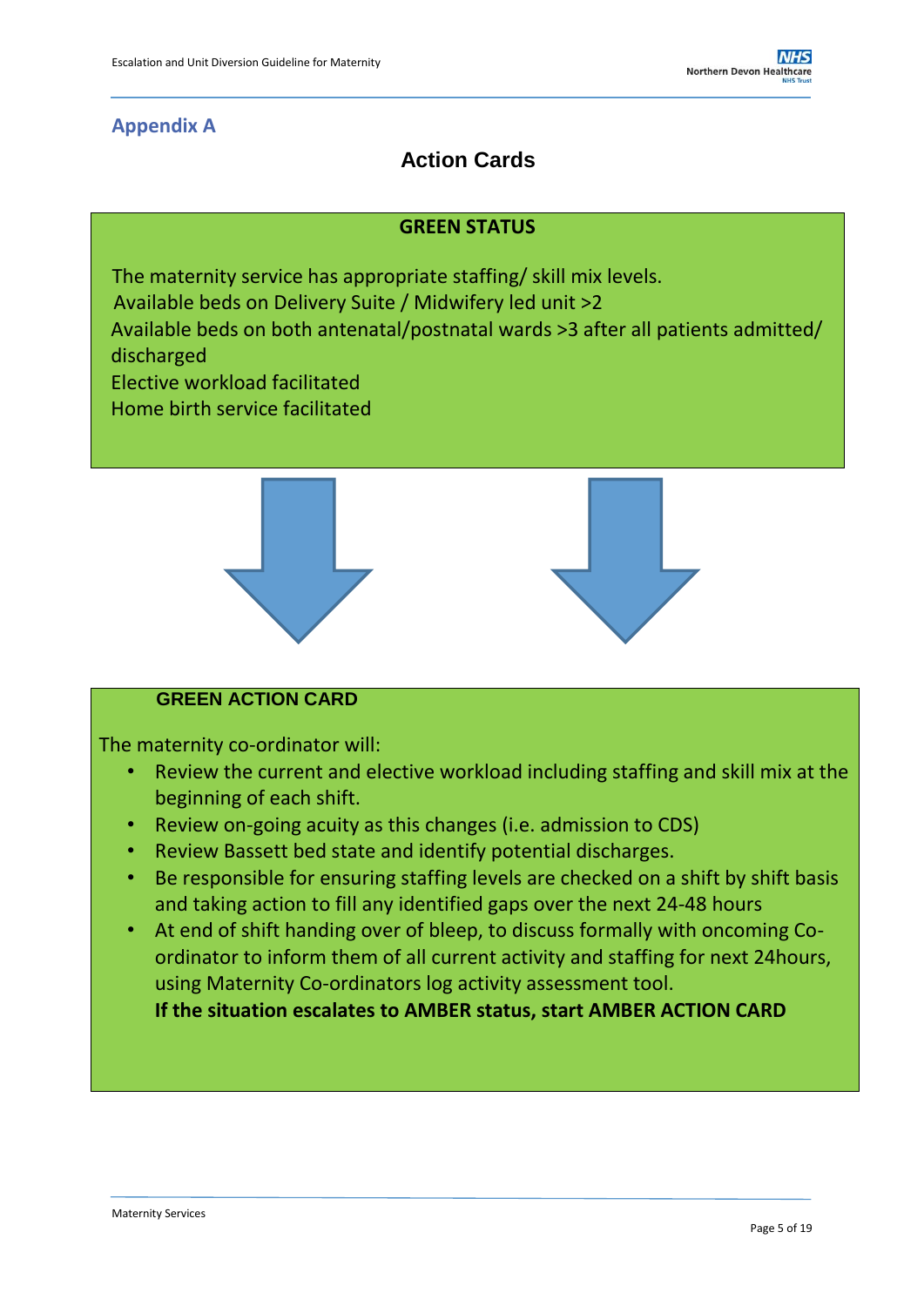## Appendix A

# Action Cards

**GREEN STATUS**

The maternity service has appropriate staffing/ skill mix levels.
Available beds on Delivery Suite / Midwifery led unit >2
Available beds on both antenatal/postnatal wards >3 after all patients admitted/ discharged
Elective workload facilitated
Home birth service facilitated

**GREEN ACTION CARD**

The maternity co-ordinator will:

- Review the current and elective workload including staffing and skill mix at the beginning of each shift.
- Review on-going acuity as this changes (i.e. admission to CDS)
- Review Bassett bed state and identify potential discharges.
- Be responsible for ensuring staffing levels are checked on a shift by shift basis and taking action to fill any identified gaps over the next 24-48 hours
- At end of shift handing over of bleep, to discuss formally with oncoming Co-ordinator to inform them of all current activity and staffing for next 24hours, using Maternity Co-ordinators log activity assessment tool.

  **If the situation escalates to AMBER status, start AMBER ACTION CARD**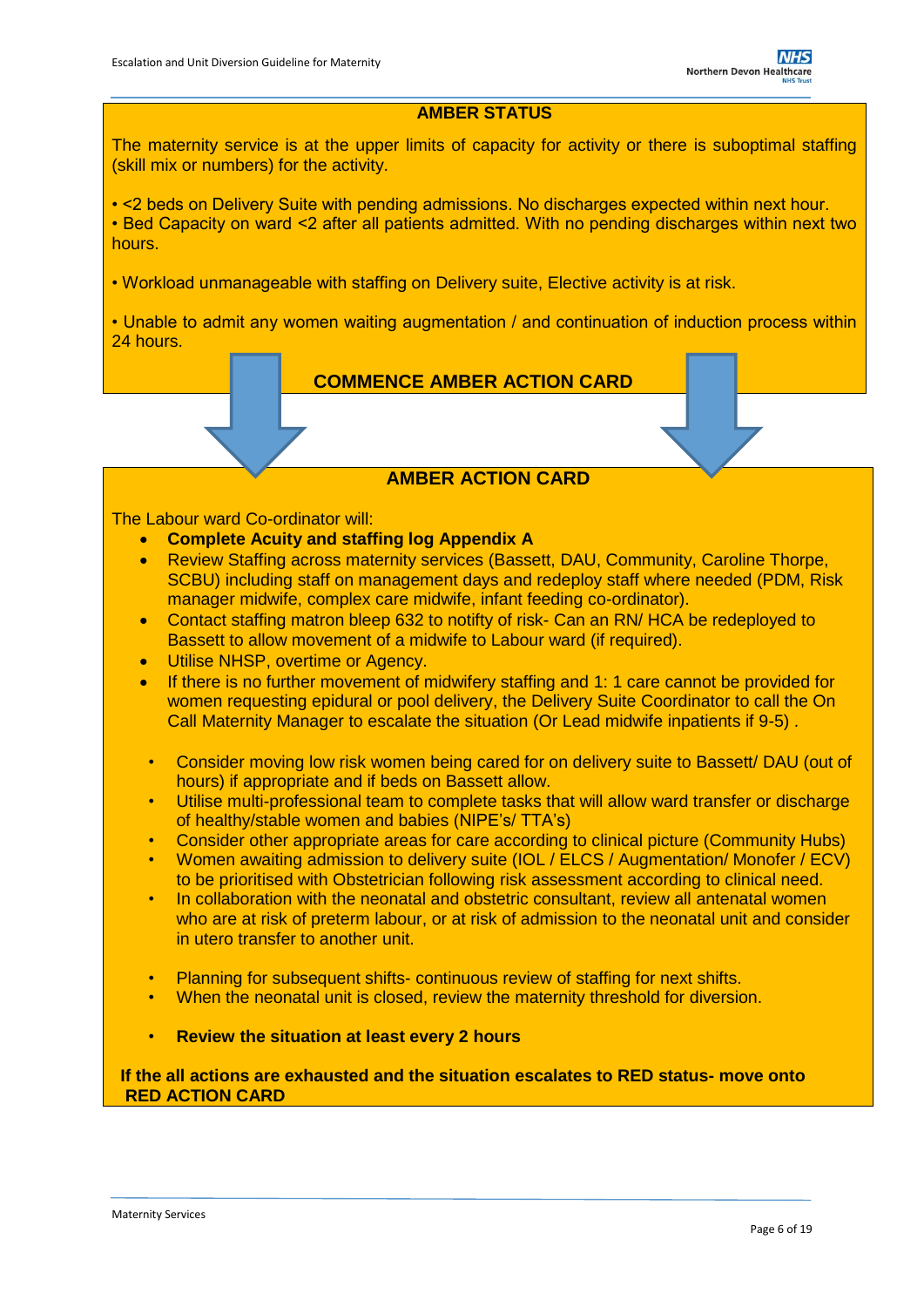## AMBER STATUS

The maternity service is at the upper limits of capacity for activity or there is suboptimal staffing (skill mix or numbers) for the activity.

- <2 beds on Delivery Suite with pending admissions. No discharges expected within next hour.
- Bed Capacity on ward <2 after all patients admitted. With no pending discharges within next two hours.

- Workload unmanageable with staffing on Delivery suite, Elective activity is at risk.

- Unable to admit any women waiting augmentation / and continuation of induction process within 24 hours.

**COMMENCE AMBER ACTION CARD**

## AMBER ACTION CARD

The Labour ward Co-ordinator will:

- **Complete Acuity and staffing log Appendix A**
- Review Staffing across maternity services (Bassett, DAU, Community, Caroline Thorpe, SCBU) including staff on management days and redeploy staff where needed (PDM, Risk manager midwife, complex care midwife, infant feeding co-ordinator).
- Contact staffing matron bleep 632 to notifty of risk- Can an RN/ HCA be redeployed to Bassett to allow movement of a midwife to Labour ward (if required).
- Utilise NHSP, overtime or Agency.
- If there is no further movement of midwifery staffing and 1: 1 care cannot be provided for women requesting epidural or pool delivery, the Delivery Suite Coordinator to call the On Call Maternity Manager to escalate the situation (Or Lead midwife inpatients if 9-5) .

- Consider moving low risk women being cared for on delivery suite to Bassett/ DAU (out of hours) if appropriate and if beds on Bassett allow.
- Utilise multi-professional team to complete tasks that will allow ward transfer or discharge of healthy/stable women and babies (NIPE's/ TTA's)
- Consider other appropriate areas for care according to clinical picture (Community Hubs)
- Women awaiting admission to delivery suite (IOL / ELCS / Augmentation/ Monofer / ECV) to be prioritised with Obstetrician following risk assessment according to clinical need.
- In collaboration with the neonatal and obstetric consultant, review all antenatal women who are at risk of preterm labour, or at risk of admission to the neonatal unit and consider in utero transfer to another unit.

- Planning for subsequent shifts- continuous review of staffing for next shifts.
- When the neonatal unit is closed, review the maternity threshold for diversion.

- **Review the situation at least every 2 hours**

**If the all actions are exhausted and the situation escalates to RED status- move onto RED ACTION CARD**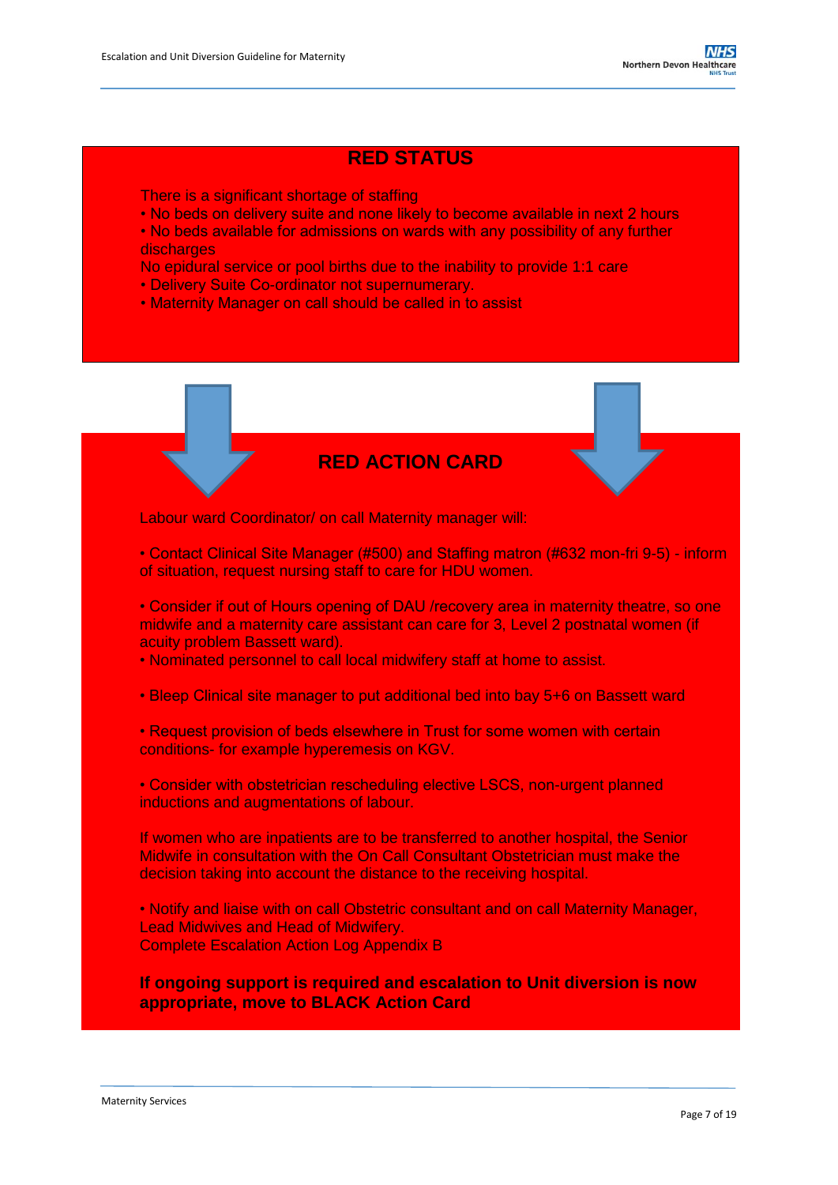## RED STATUS

There is a significant shortage of staffing

- No beds on delivery suite and none likely to become available in next 2 hours
- No beds available for admissions on wards with any possibility of any further discharges

No epidural service or pool births due to the inability to provide 1:1 care

- Delivery Suite Co-ordinator not supernumerary.
- Maternity Manager on call should be called in to assist

## RED ACTION CARD

Labour ward Coordinator/ on call Maternity manager will:

- Contact Clinical Site Manager (#500) and Staffing matron (#632 mon-fri 9-5) - inform of situation, request nursing staff to care for HDU women.

- Consider if out of Hours opening of DAU /recovery area in maternity theatre, so one midwife and a maternity care assistant can care for 3, Level 2 postnatal women (if acuity problem Bassett ward).
- Nominated personnel to call local midwifery staff at home to assist.

- Bleep Clinical site manager to put additional bed into bay 5+6 on Bassett ward

- Request provision of beds elsewhere in Trust for some women with certain conditions- for example hyperemesis on KGV.

- Consider with obstetrician rescheduling elective LSCS, non-urgent planned inductions and augmentations of labour.

If women who are inpatients are to be transferred to another hospital, the Senior Midwife in consultation with the On Call Consultant Obstetrician must make the decision taking into account the distance to the receiving hospital.

- Notify and liaise with on call Obstetric consultant and on call Maternity Manager, Lead Midwives and Head of Midwifery.

Complete Escalation Action Log Appendix B

**If ongoing support is required and escalation to Unit diversion is now appropriate, move to BLACK Action Card**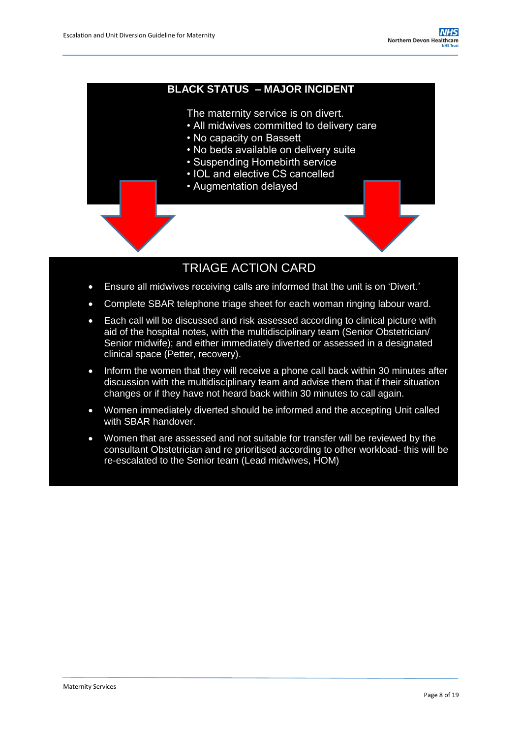## BLACK STATUS – MAJOR INCIDENT

The maternity service is on divert.

- All midwives committed to delivery care
- No capacity on Bassett
- No beds available on delivery suite
- Suspending Homebirth service
- IOL and elective CS cancelled
- Augmentation delayed

## TRIAGE ACTION CARD

- Ensure all midwives receiving calls are informed that the unit is on 'Divert.'
- Complete SBAR telephone triage sheet for each woman ringing labour ward.
- Each call will be discussed and risk assessed according to clinical picture with aid of the hospital notes, with the multidisciplinary team (Senior Obstetrician/ Senior midwife); and either immediately diverted or assessed in a designated clinical space (Petter, recovery).
- Inform the women that they will receive a phone call back within 30 minutes after discussion with the multidisciplinary team and advise them that if their situation changes or if they have not heard back within 30 minutes to call again.
- Women immediately diverted should be informed and the accepting Unit called with SBAR handover.
- Women that are assessed and not suitable for transfer will be reviewed by the consultant Obstetrician and re prioritised according to other workload- this will be re-escalated to the Senior team (Lead midwives, HOM)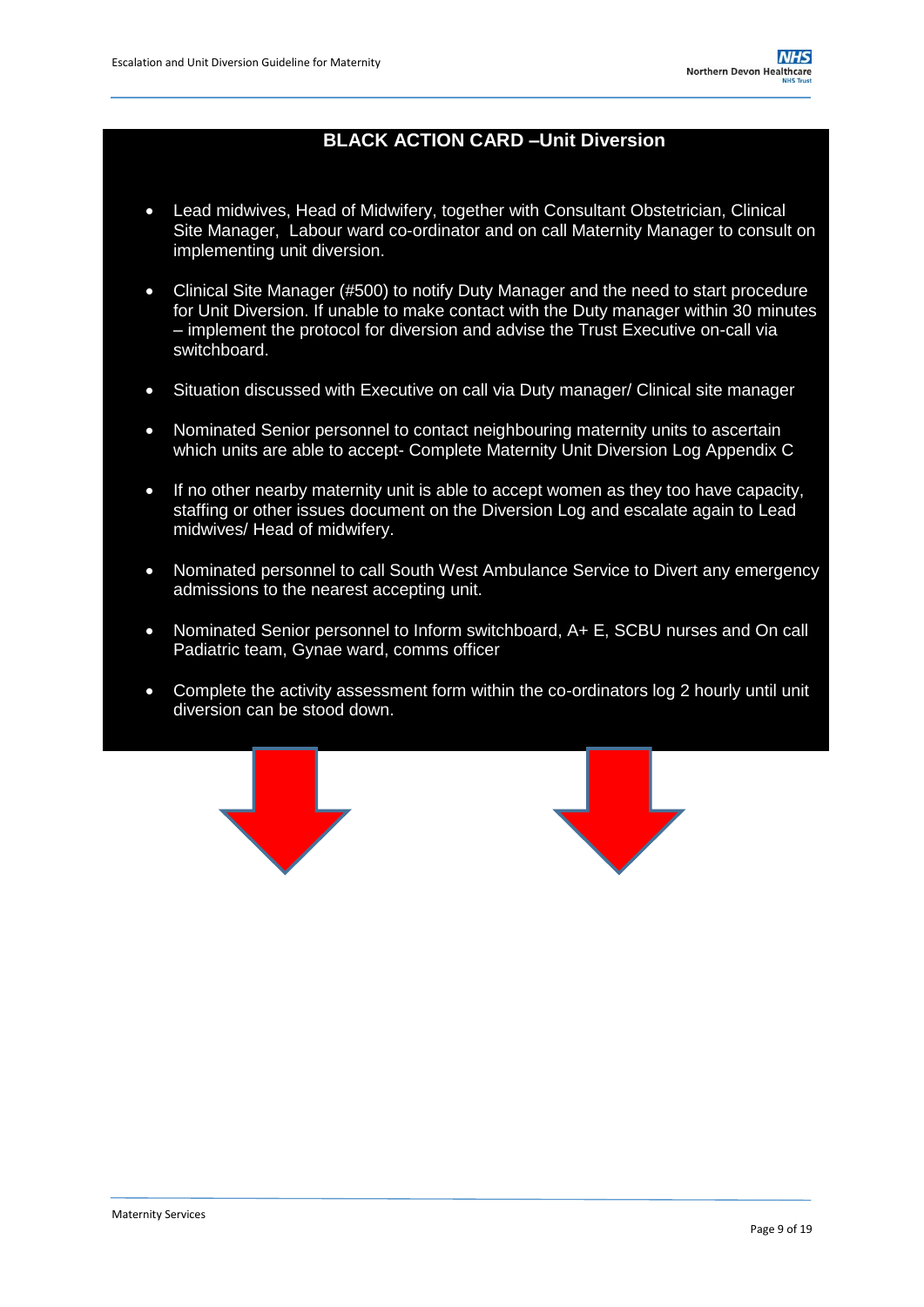## BLACK ACTION CARD –Unit Diversion

- Lead midwives, Head of Midwifery, together with Consultant Obstetrician, Clinical Site Manager, Labour ward co-ordinator and on call Maternity Manager to consult on implementing unit diversion.
- Clinical Site Manager (#500) to notify Duty Manager and the need to start procedure for Unit Diversion. If unable to make contact with the Duty manager within 30 minutes – implement the protocol for diversion and advise the Trust Executive on-call via switchboard.
- Situation discussed with Executive on call via Duty manager/ Clinical site manager
- Nominated Senior personnel to contact neighbouring maternity units to ascertain which units are able to accept- Complete Maternity Unit Diversion Log Appendix C
- If no other nearby maternity unit is able to accept women as they too have capacity, staffing or other issues document on the Diversion Log and escalate again to Lead midwives/ Head of midwifery.
- Nominated personnel to call South West Ambulance Service to Divert any emergency admissions to the nearest accepting unit.
- Nominated Senior personnel to Inform switchboard, A+ E, SCBU nurses and On call Padiatric team, Gynae ward, comms officer
- Complete the activity assessment form within the co-ordinators log 2 hourly until unit diversion can be stood down.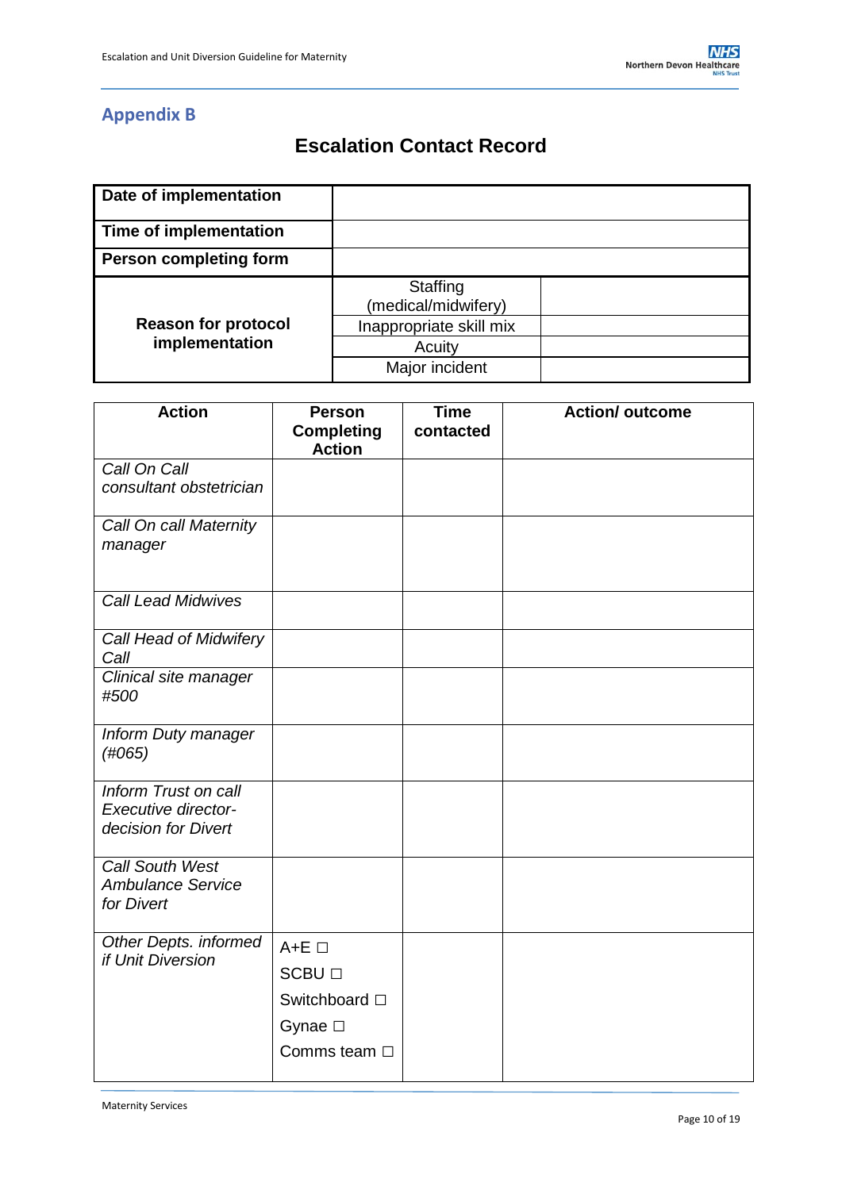## Appendix B

# Escalation Contact Record

| **Date of implementation** | | |
|---|---|---|
| **Time of implementation** | | |
| **Person completing form** | | |
| **Reason for protocol implementation** | Staffing (medical/midwifery) | |
| | Inappropriate skill mix | |
| | Acuity | |
| | Major incident | |

| **Action** | **Person Completing Action** | **Time contacted** | **Action/ outcome** |
|---|---|---|---|
| *Call On Call consultant obstetrician* | | | |
| *Call On call Maternity manager* | | | |
| *Call Lead Midwives* | | | |
| *Call Head of Midwifery Call* | | | |
| *Clinical site manager #500* | | | |
| *Inform Duty manager (#065)* | | | |
| *Inform Trust on call Executive director-decision for Divert* | | | |
| *Call South West Ambulance Service for Divert* | | | |
| *Other Depts. informed if Unit Diversion* | A+E □<br>SCBU □<br>Switchboard □<br>Gynae □<br>Comms team □ | | |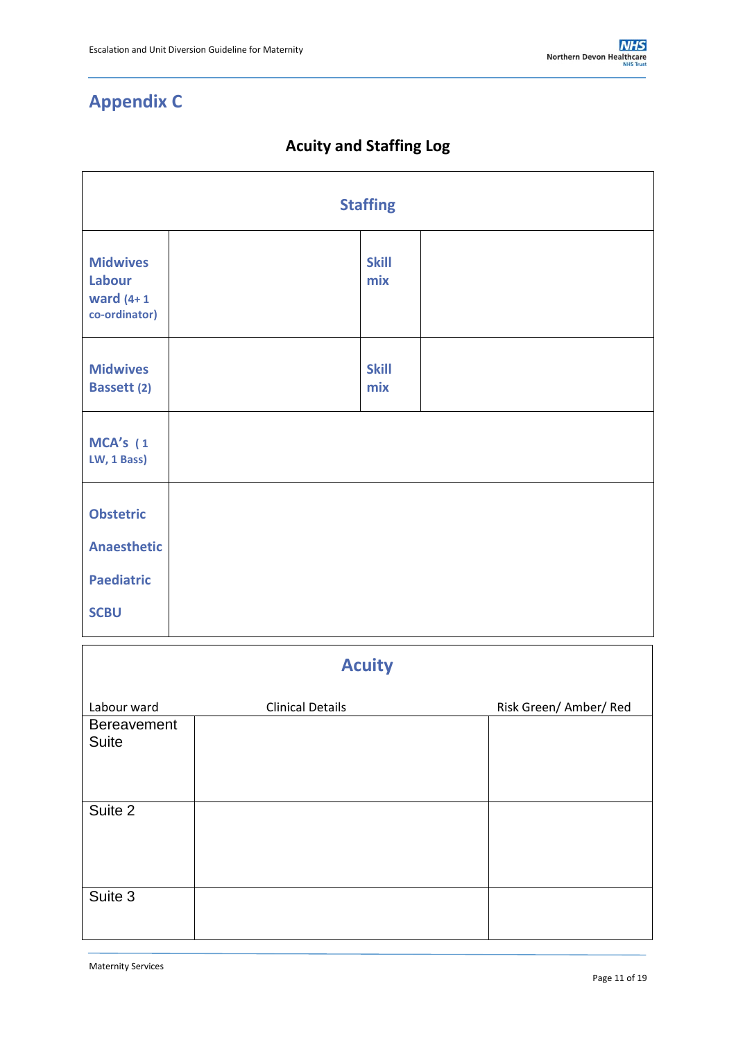# Appendix C

## Acuity and Staffing Log

| Staffing | | | |
|---|---|---|---|
| **Midwives Labour ward** (4+ 1 co-ordinator) | | **Skill mix** | |
| **Midwives Bassett** (2) | | **Skill mix** | |
| **MCA's** (1 LW, 1 Bass) | | | |
| **Obstetric**<br><br>**Anaesthetic**<br><br>**Paediatric**<br><br>**SCBU** | | | |

| Acuity | | |
|---|---|---|
| Labour ward | Clinical Details | Risk Green/ Amber/ Red |
| Bereavement Suite | | |
| Suite 2 | | |
| Suite 3 | | |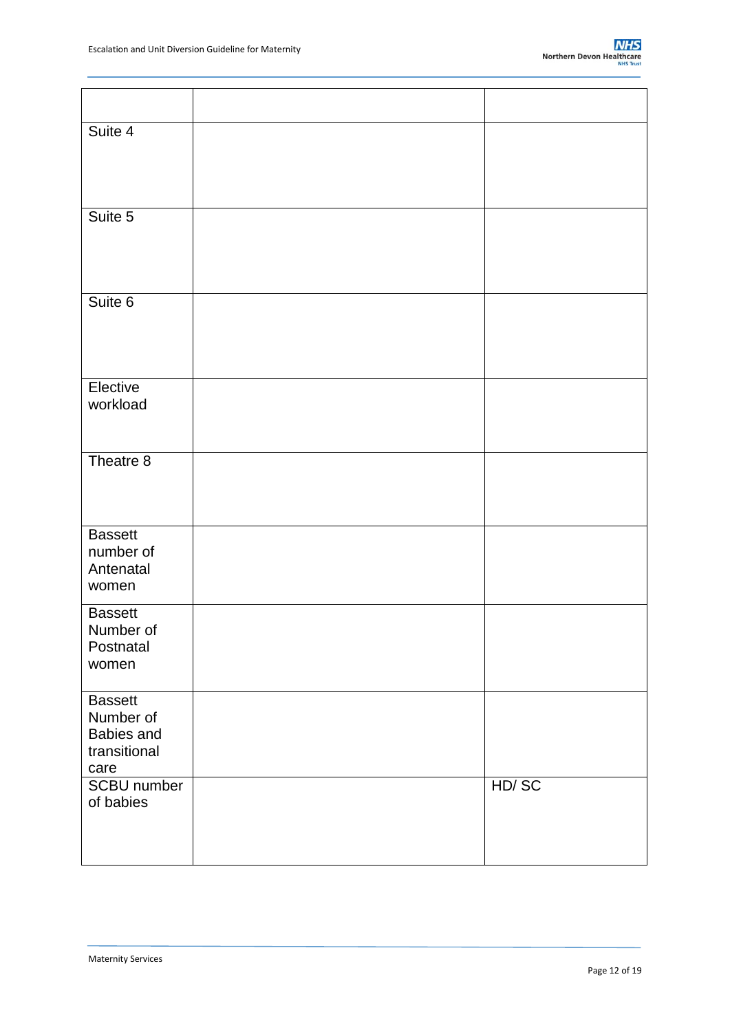| | | |
|---|---|---|
| Suite 4 | | |
| Suite 5 | | |
| Suite 6 | | |
| Elective workload | | |
| Theatre 8 | | |
| Bassett number of Antenatal women | | |
| Bassett Number of Postnatal women | | |
| Bassett Number of Babies and transitional care | | |
| SCBU number of babies | | HD/ SC |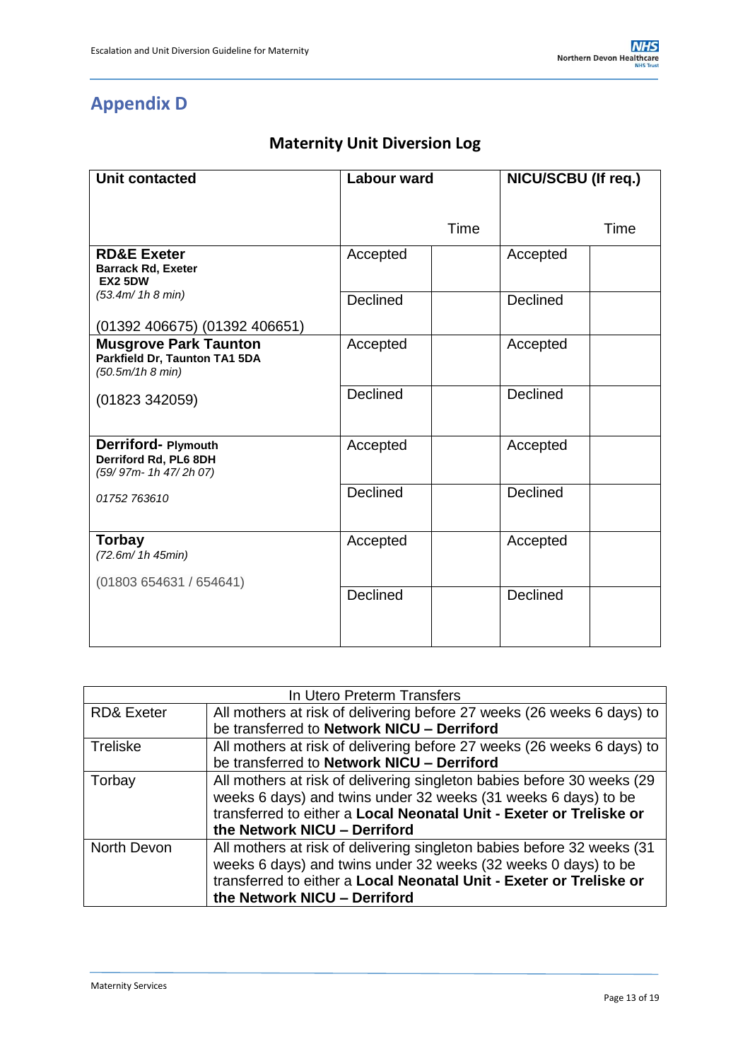# Appendix D

## Maternity Unit Diversion Log

| Unit contacted | Labour ward | Time | NICU/SCBU (If req.) | Time |
|---|---|---|---|---|
| **RD&E Exeter**<br>**Barrack Rd, Exeter**<br>**EX2 5DW**<br>*(53.4m/ 1h 8 min)* | Accepted | | Accepted | |
| (01392 406675) (01392 406651) | Declined | | Declined | |
| **Musgrove Park Taunton**<br>**Parkfield Dr, Taunton TA1 5DA**<br>*(50.5m/1h 8 min)* | Accepted | | Accepted | |
| (01823 342059) | Declined | | Declined | |
| **Derriford- Plymouth**<br>**Derriford Rd, PL6 8DH**<br>*(59/ 97m- 1h 47/ 2h 07)* | Accepted | | Accepted | |
| *01752 763610* | Declined | | Declined | |
| **Torbay**<br>*(72.6m/ 1h 45min)* | Accepted | | Accepted | |
| (01803 654631 / 654641) | Declined | | Declined | |

| In Utero Preterm Transfers | |
|---|---|
| RD& Exeter | All mothers at risk of delivering before 27 weeks (26 weeks 6 days) to be transferred to **Network NICU – Derriford** |
| Treliske | All mothers at risk of delivering before 27 weeks (26 weeks 6 days) to be transferred to **Network NICU – Derriford** |
| Torbay | All mothers at risk of delivering singleton babies before 30 weeks (29 weeks 6 days) and twins under 32 weeks (31 weeks 6 days) to be transferred to either a **Local Neonatal Unit - Exeter or Treliske or the Network NICU – Derriford** |
| North Devon | All mothers at risk of delivering singleton babies before 32 weeks (31 weeks 6 days) and twins under 32 weeks (32 weeks 0 days) to be transferred to either a **Local Neonatal Unit - Exeter or Treliske or the Network NICU – Derriford** |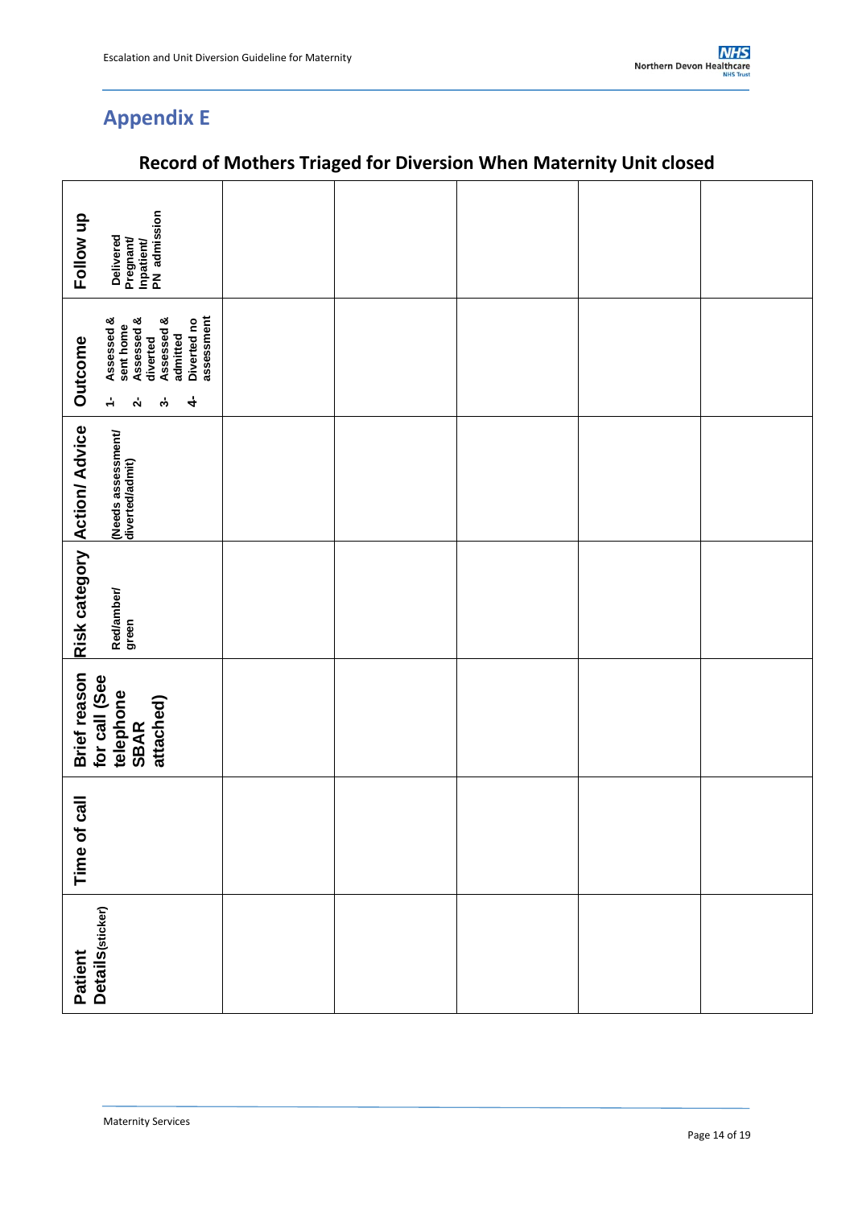## Appendix E

### Record of Mothers Triaged for Diversion When Maternity Unit closed

| Patient Details (sticker) | Time of call | Brief reason for call (See telephone SBAR attached) | Risk category Red/amber/ green | Action/ Advice (Needs assessment/ diverted/admit) | Outcome 1- Assessed & sent home 2- Assessed & diverted 3- Assessed & admitted 4- Diverted no assessment | Follow up Delivered Pregnant/ Inpatient/ PN admission |
|---|---|---|---|---|---|---|
| | | | | | | |
| | | | | | | |
| | | | | | | |
| | | | | | | |
| | | | | | | |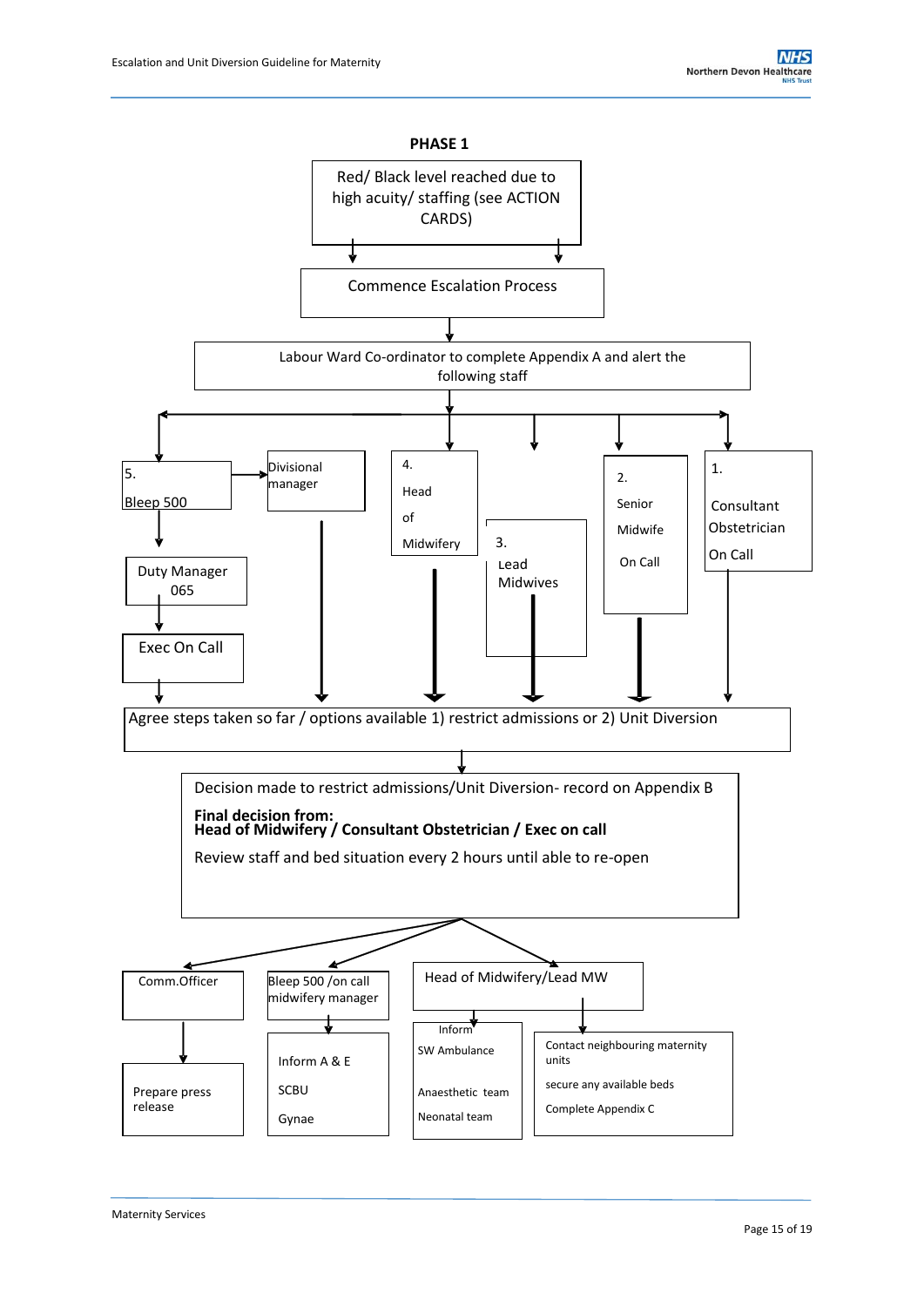## PHASE 1

Red/ Black level reached due to high acuity/ staffing (see ACTION CARDS)

↓

Commence Escalation Process

↓

Labour Ward Co-ordinator to complete Appendix A and alert the following staff

↓

- 1. Consultant Obstetrician On Call
- 2. Senior Midwife On Call
- 3. Lead Midwives
- 4. Head of Midwifery
- Divisional manager
- 5. Bleep 500 → Duty Manager 065 → Exec On Call

↓

Agree steps taken so far / options available 1) restrict admissions or 2) Unit Diversion

↓

Decision made to restrict admissions/Unit Diversion- record on Appendix B

**Final decision from:**
**Head of Midwifery / Consultant Obstetrician / Exec on call**

Review staff and bed situation every 2 hours until able to re-open

↓

- Comm.Officer
  - Prepare press release
- Bleep 500 /on call midwifery manager
  - Inform A & E
  - SCBU
  - Gynae
- Head of Midwifery/Lead MW
  - Inform
    - SW Ambulance
    - Anaesthetic team
    - Neonatal team
  - Contact neighbouring maternity units
    - secure any available beds
    - Complete Appendix C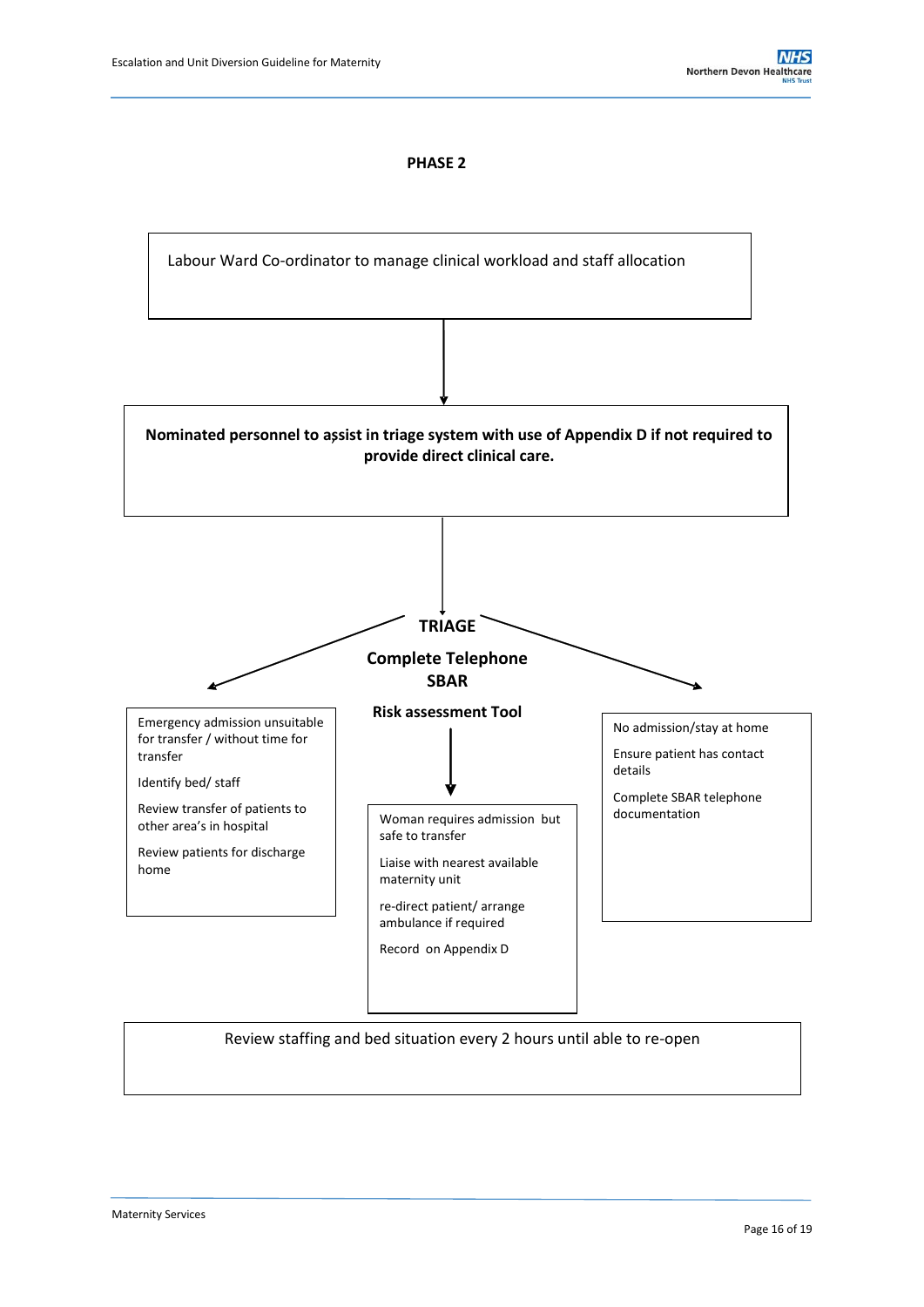# PHASE 2

Labour Ward Co-ordinator to manage clinical workload and staff allocation

↓

**Nominated personnel to assist in triage system with use of Appendix D if not required to provide direct clinical care.**

↓

**TRIAGE**

**Complete Telephone SBAR**

**Risk assessment Tool**

Emergency admission unsuitable for transfer / without time for transfer

Identify bed/ staff

Review transfer of patients to other area's in hospital

Review patients for discharge home

Woman requires admission but safe to transfer

Liaise with nearest available maternity unit

re-direct patient/ arrange ambulance if required

Record on Appendix D

No admission/stay at home

Ensure patient has contact details

Complete SBAR telephone documentation

Review staffing and bed situation every 2 hours until able to re-open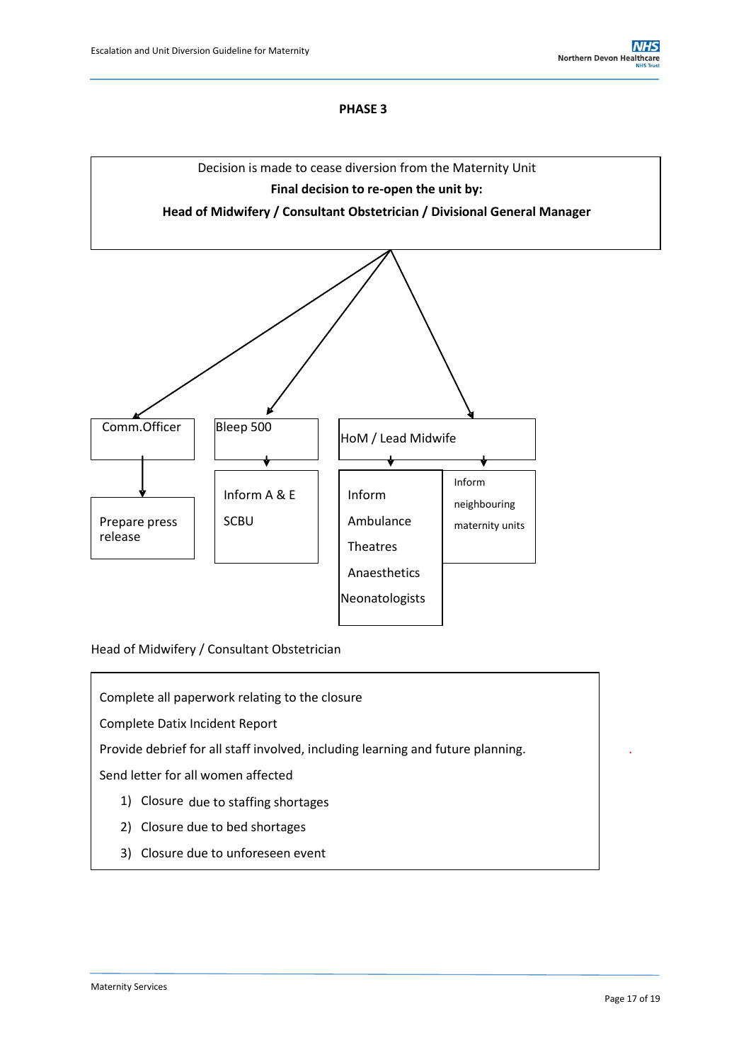**PHASE 3**

Decision is made to cease diversion from the Maternity Unit

**Final decision to re-open the unit by:**

**Head of Midwifery / Consultant Obstetrician / Divisional General Manager**

- Comm.Officer
  - Prepare press release
- Bleep 500
  - Inform A & E
  - SCBU
- HoM / Lead Midwife
  - Inform
    - Ambulance
    - Theatres
    - Anaesthetics
    - Neonatologists
  - Inform neighbouring maternity units

Head of Midwifery / Consultant Obstetrician

Complete all paperwork relating to the closure

Complete Datix Incident Report

Provide debrief for all staff involved, including learning and future planning.

Send letter for all women affected

1) Closure due to staffing shortages
2) Closure due to bed shortages
3) Closure due to unforeseen event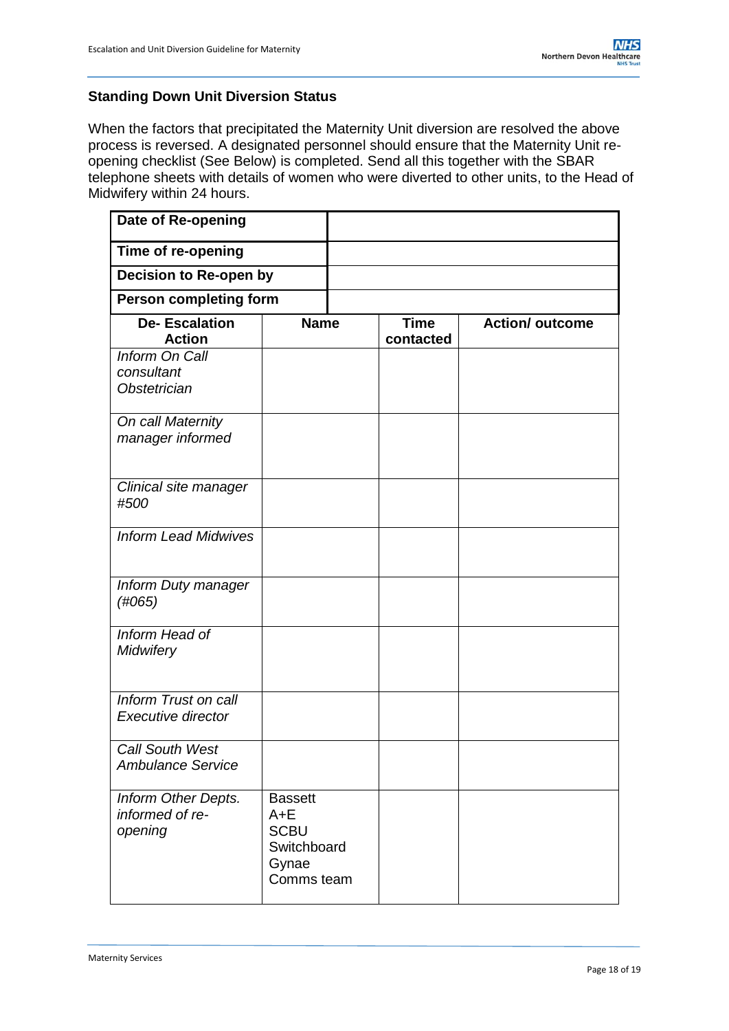**Standing Down Unit Diversion Status**

When the factors that precipitated the Maternity Unit diversion are resolved the above process is reversed. A designated personnel should ensure that the Maternity Unit re-opening checklist (See Below) is completed. Send all this together with the SBAR telephone sheets with details of women who were diverted to other units, to the Head of Midwifery within 24 hours.

| **Date of Re-opening** | |
|---|---|
| **Time of re-opening** | |
| **Decision to Re-open by** | |
| **Person completing form** | |

| **De- Escalation Action** | **Name** | **Time contacted** | **Action/ outcome** |
|---|---|---|---|
| *Inform On Call consultant Obstetrician* | | | |
| *On call Maternity manager informed* | | | |
| *Clinical site manager #500* | | | |
| *Inform Lead Midwives* | | | |
| *Inform Duty manager (#065)* | | | |
| *Inform Head of Midwifery* | | | |
| *Inform Trust on call Executive director* | | | |
| *Call South West Ambulance Service* | | | |
| *Inform Other Depts. informed of re-opening* | Bassett<br>A+E<br>SCBU<br>Switchboard<br>Gynae<br>Comms team | | |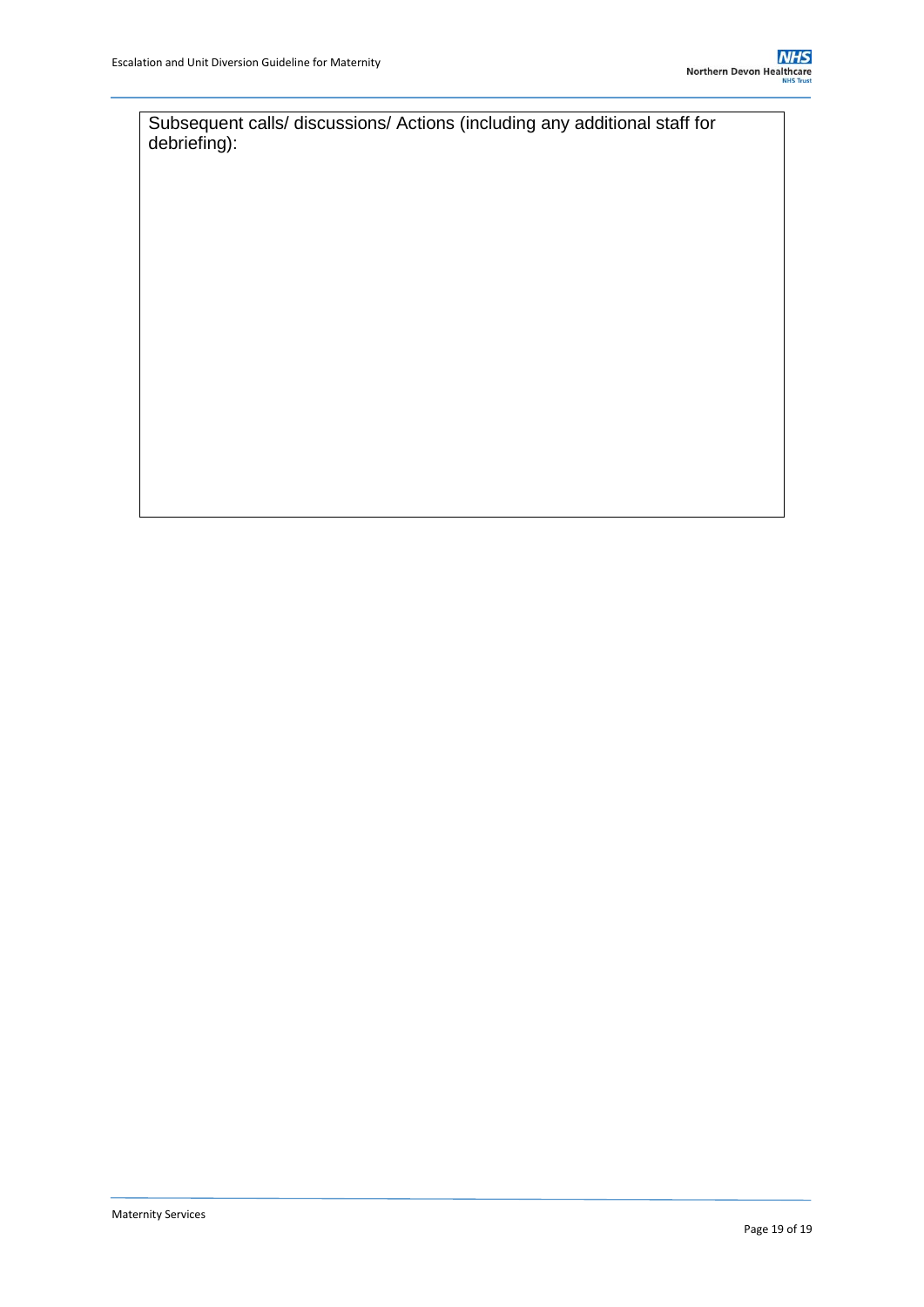| Subsequent calls/ discussions/ Actions (including any additional staff for debriefing): |
| --- |
| |